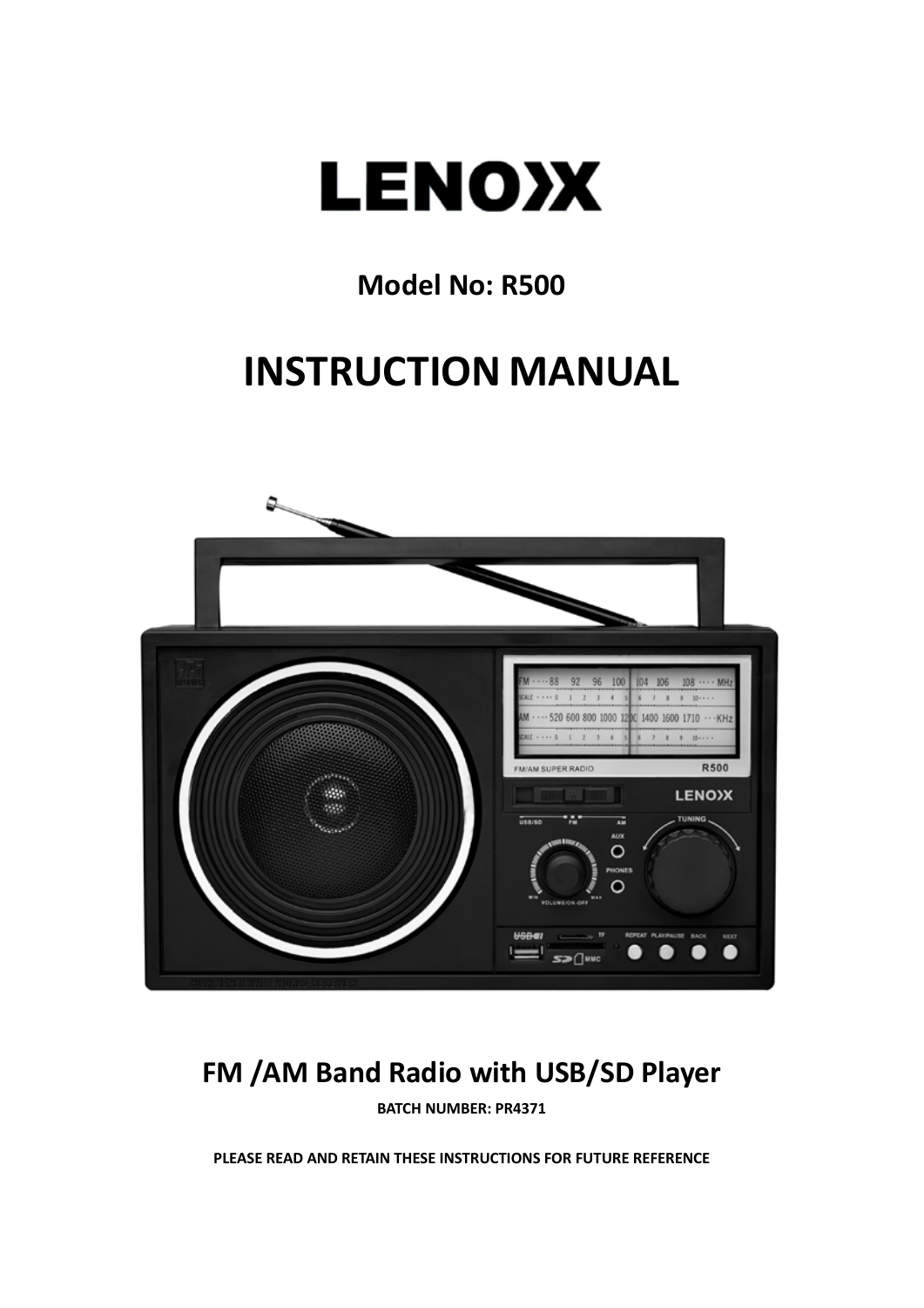# LENOXX

## Model No: R500

# INSTRUCTION MANUAL

## FM /AM Band Radio with USB/SD Player

**BATCH NUMBER: PR4371**

**PLEASE READ AND RETAIN THESE INSTRUCTIONS FOR FUTURE REFERENCE**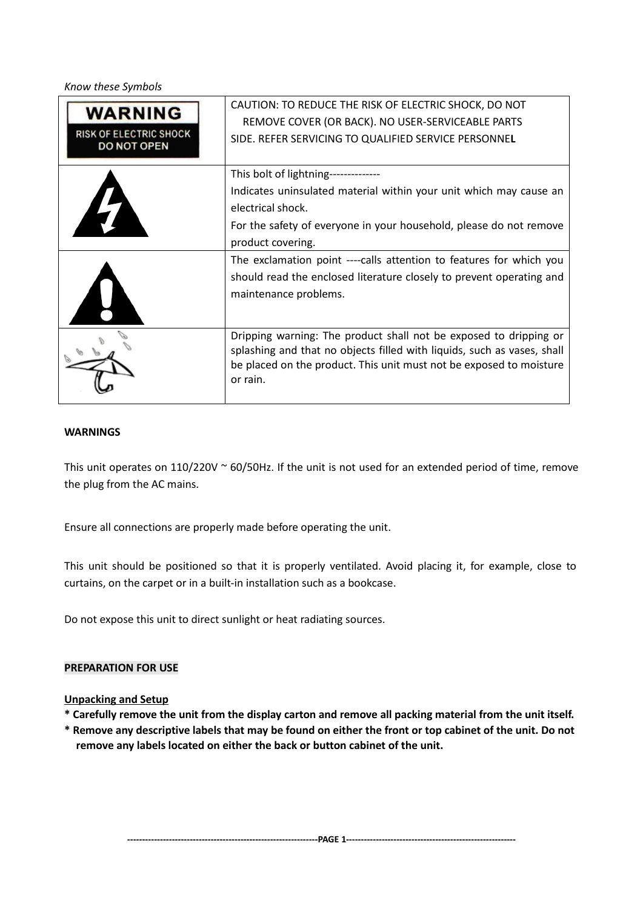*Know these Symbols*

| | |
|---|---|
| WARNING RISK OF ELECTRIC SHOCK DO NOT OPEN | CAUTION: TO REDUCE THE RISK OF ELECTRIC SHOCK, DO NOT REMOVE COVER (OR BACK). NO USER-SERVICEABLE PARTS SIDE. REFER SERVICING TO QUALIFIED SERVICE PERSONNE**L** |
| | This bolt of lightning-------------- Indicates uninsulated material within your unit which may cause an electrical shock. For the safety of everyone in your household, please do not remove product covering. |
| | The exclamation point ----calls attention to features for which you should read the enclosed literature closely to prevent operating and maintenance problems. |
| | Dripping warning: The product shall not be exposed to dripping or splashing and that no objects filled with liquids, such as vases, shall be placed on the product. This unit must not be exposed to moisture or rain. |

**WARNINGS**

This unit operates on 110/220V ~ 60/50Hz. If the unit is not used for an extended period of time, remove the plug from the AC mains.

Ensure all connections are properly made before operating the unit.

This unit should be positioned so that it is properly ventilated. Avoid placing it, for example, close to curtains, on the carpet or in a built-in installation such as a bookcase.

Do not expose this unit to direct sunlight or heat radiating sources.

**PREPARATION FOR USE**

**Unpacking and Setup**

**\* Carefully remove the unit from the display carton and remove all packing material from the unit itself.**

**\* Remove any descriptive labels that may be found on either the front or top cabinet of the unit. Do not remove any labels located on either the back or button cabinet of the unit.**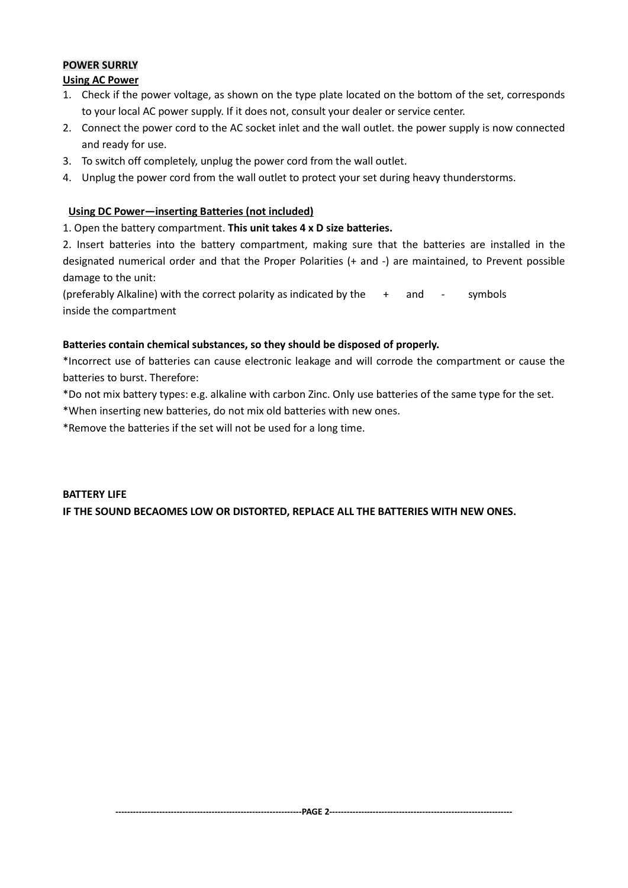**POWER SURRLY**

**Using AC Power**

1. Check if the power voltage, as shown on the type plate located on the bottom of the set, corresponds to your local AC power supply. If it does not, consult your dealer or service center.
2. Connect the power cord to the AC socket inlet and the wall outlet. the power supply is now connected and ready for use.
3. To switch off completely, unplug the power cord from the wall outlet.
4. Unplug the power cord from the wall outlet to protect your set during heavy thunderstorms.

**Using DC Power—inserting Batteries (not included)**

1. Open the battery compartment. **This unit takes 4 x D size batteries.**

2. Insert batteries into the battery compartment, making sure that the batteries are installed in the designated numerical order and that the Proper Polarities (+ and -) are maintained, to Prevent possible damage to the unit:

(preferably Alkaline) with the correct polarity as indicated by the + and - symbols inside the compartment

**Batteries contain chemical substances, so they should be disposed of properly.**

*Incorrect use of batteries can cause electronic leakage and will corrode the compartment or cause the batteries to burst. Therefore:

*Do not mix battery types: e.g. alkaline with carbon Zinc. Only use batteries of the same type for the set.

*When inserting new batteries, do not mix old batteries with new ones.

*Remove the batteries if the set will not be used for a long time.

**BATTERY LIFE**

**IF THE SOUND BECAOMES LOW OR DISTORTED, REPLACE ALL THE BATTERIES WITH NEW ONES.**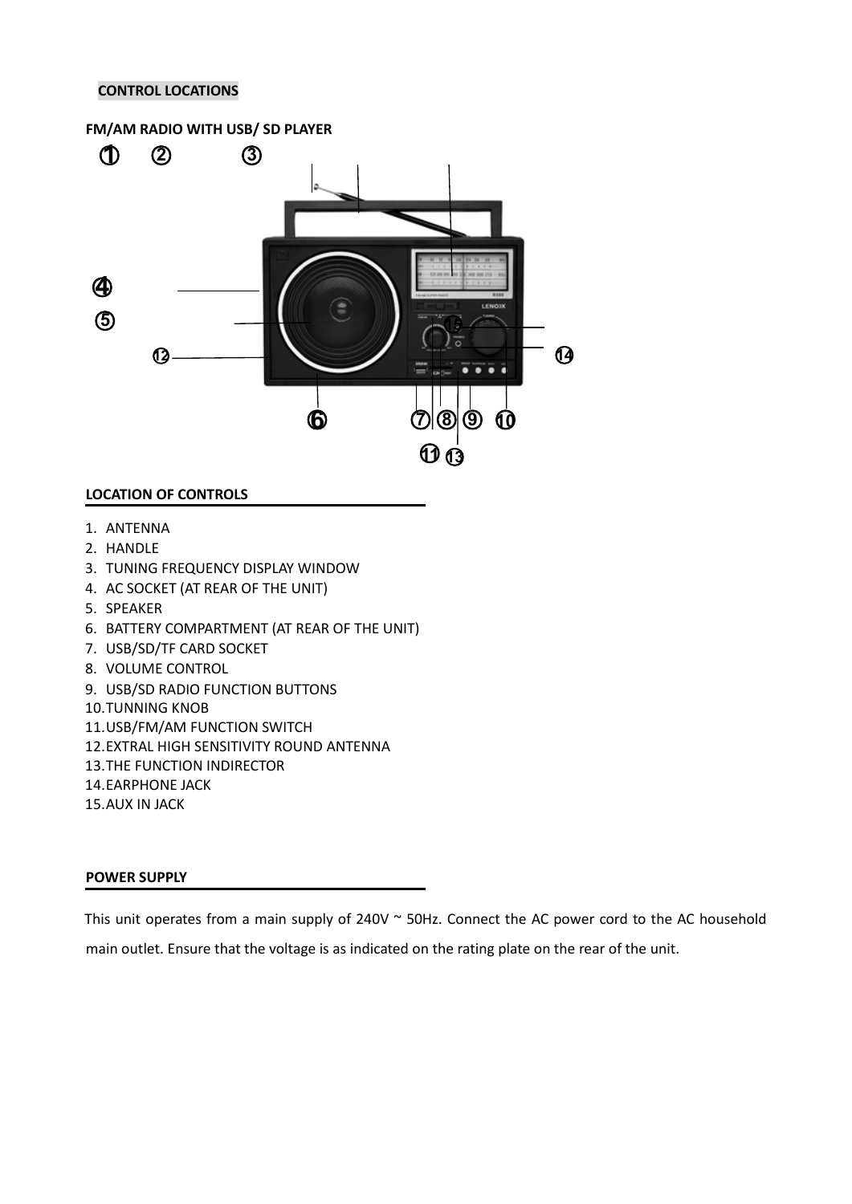**CONTROL LOCATIONS**

**FM/AM RADIO WITH USB/ SD PLAYER**

**LOCATION OF CONTROLS**

1. ANTENNA
2. HANDLE
3. TUNING FREQUENCY DISPLAY WINDOW
4. AC SOCKET (AT REAR OF THE UNIT)
5. SPEAKER
6. BATTERY COMPARTMENT (AT REAR OF THE UNIT)
7. USB/SD/TF CARD SOCKET
8. VOLUME CONTROL
9. USB/SD RADIO FUNCTION BUTTONS
10. TUNNING KNOB
11. USB/FM/AM FUNCTION SWITCH
12. EXTRAL HIGH SENSITIVITY ROUND ANTENNA
13. THE FUNCTION INDIRECTOR
14. EARPHONE JACK
15. AUX IN JACK

**POWER SUPPLY**

This unit operates from a main supply of 240V ~ 50Hz. Connect the AC power cord to the AC household main outlet. Ensure that the voltage is as indicated on the rating plate on the rear of the unit.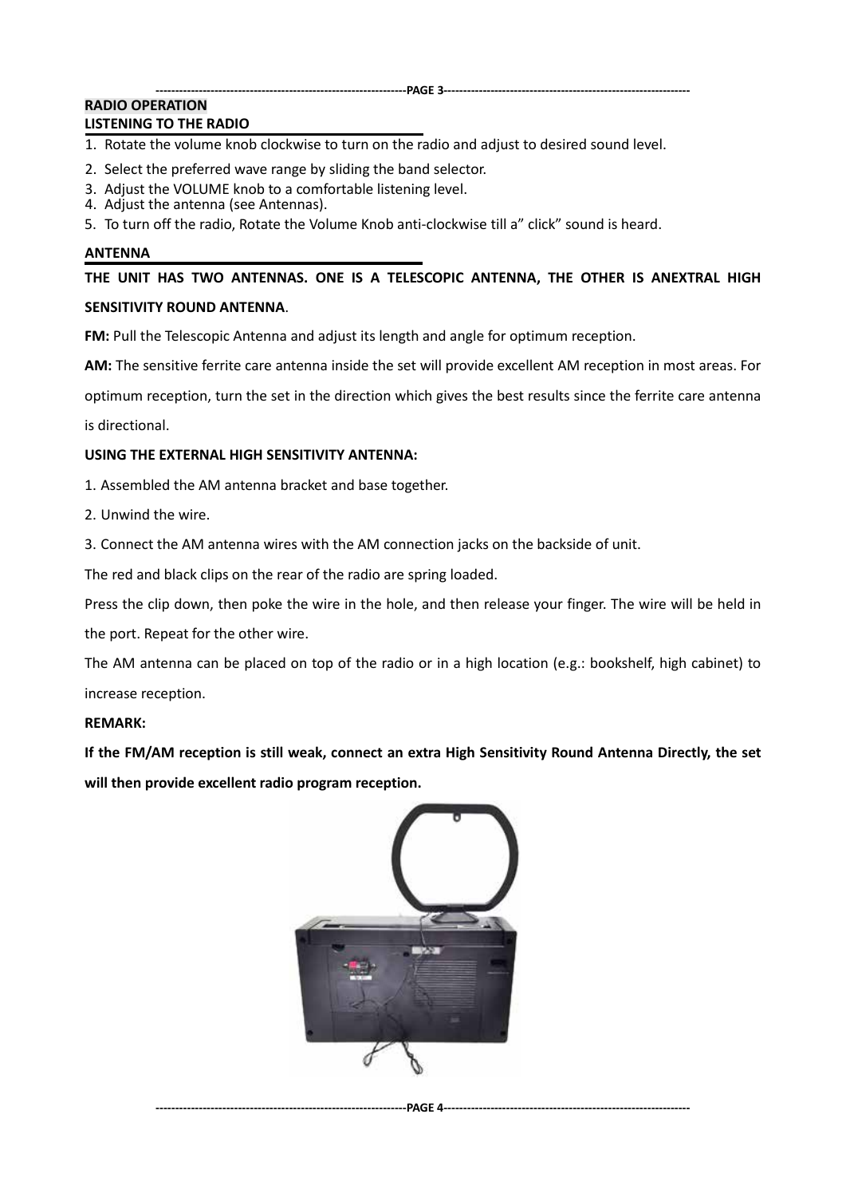## RADIO OPERATION

### LISTENING TO THE RADIO

1. Rotate the volume knob clockwise to turn on the radio and adjust to desired sound level.
2. Select the preferred wave range by sliding the band selector.
3. Adjust the VOLUME knob to a comfortable listening level.
4. Adjust the antenna (see Antennas).
5. To turn off the radio, Rotate the Volume Knob anti-clockwise till a" click" sound is heard.

### ANTENNA

**THE UNIT HAS TWO ANTENNAS. ONE IS A TELESCOPIC ANTENNA, THE OTHER IS ANEXTRAL HIGH SENSITIVITY ROUND ANTENNA**.

**FM:** Pull the Telescopic Antenna and adjust its length and angle for optimum reception.

**AM:** The sensitive ferrite care antenna inside the set will provide excellent AM reception in most areas. For optimum reception, turn the set in the direction which gives the best results since the ferrite care antenna is directional.

**USING THE EXTERNAL HIGH SENSITIVITY ANTENNA:**

1. Assembled the AM antenna bracket and base together.
2. Unwind the wire.
3. Connect the AM antenna wires with the AM connection jacks on the backside of unit.

The red and black clips on the rear of the radio are spring loaded.

Press the clip down, then poke the wire in the hole, and then release your finger. The wire will be held in the port. Repeat for the other wire.

The AM antenna can be placed on top of the radio or in a high location (e.g.: bookshelf, high cabinet) to increase reception.

**REMARK:**

**If the FM/AM reception is still weak, connect an extra High Sensitivity Round Antenna Directly, the set will then provide excellent radio program reception.**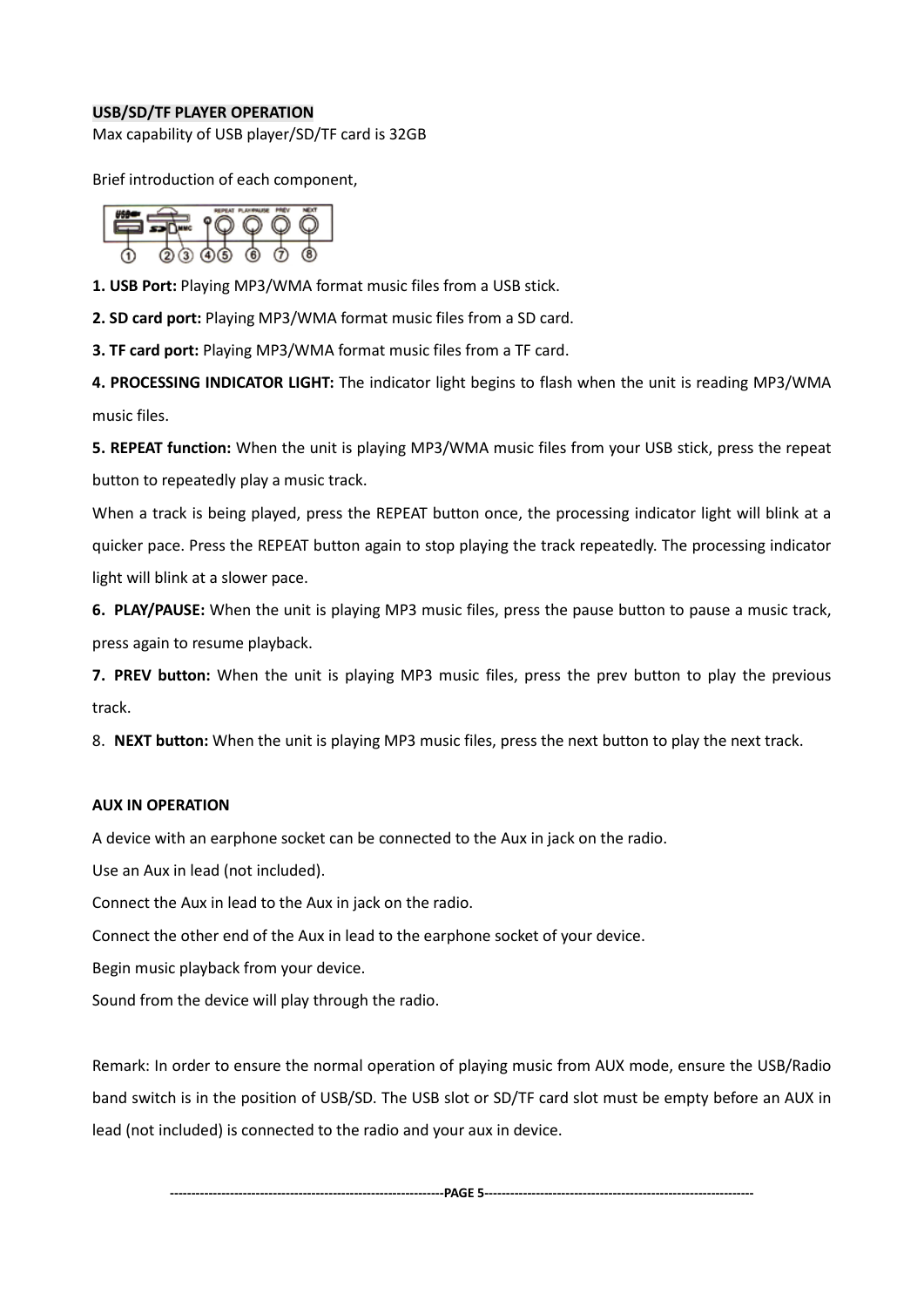**USB/SD/TF PLAYER OPERATION**

Max capability of USB player/SD/TF card is 32GB

Brief introduction of each component,

**1. USB Port:** Playing MP3/WMA format music files from a USB stick.

**2. SD card port:** Playing MP3/WMA format music files from a SD card.

**3. TF card port:** Playing MP3/WMA format music files from a TF card.

**4. PROCESSING INDICATOR LIGHT:** The indicator light begins to flash when the unit is reading MP3/WMA music files.

**5. REPEAT function:** When the unit is playing MP3/WMA music files from your USB stick, press the repeat button to repeatedly play a music track.

When a track is being played, press the REPEAT button once, the processing indicator light will blink at a quicker pace. Press the REPEAT button again to stop playing the track repeatedly. The processing indicator light will blink at a slower pace.

**6. PLAY/PAUSE:** When the unit is playing MP3 music files, press the pause button to pause a music track, press again to resume playback.

**7. PREV button:** When the unit is playing MP3 music files, press the prev button to play the previous track.

8. **NEXT button:** When the unit is playing MP3 music files, press the next button to play the next track.

**AUX IN OPERATION**

A device with an earphone socket can be connected to the Aux in jack on the radio.

Use an Aux in lead (not included).

Connect the Aux in lead to the Aux in jack on the radio.

Connect the other end of the Aux in lead to the earphone socket of your device.

Begin music playback from your device.

Sound from the device will play through the radio.

Remark: In order to ensure the normal operation of playing music from AUX mode, ensure the USB/Radio band switch is in the position of USB/SD. The USB slot or SD/TF card slot must be empty before an AUX in lead (not included) is connected to the radio and your aux in device.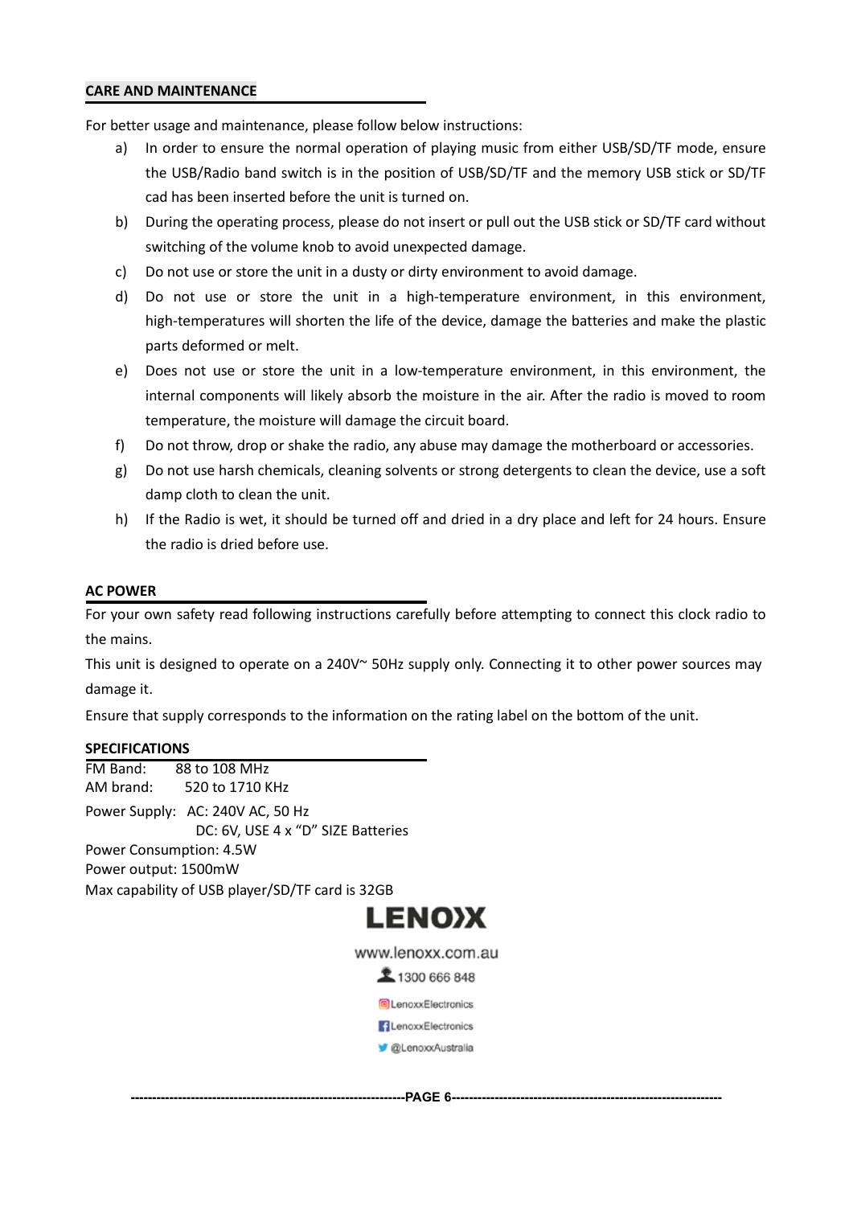## CARE AND MAINTENANCE

For better usage and maintenance, please follow below instructions:

a) In order to ensure the normal operation of playing music from either USB/SD/TF mode, ensure the USB/Radio band switch is in the position of USB/SD/TF and the memory USB stick or SD/TF cad has been inserted before the unit is turned on.
b) During the operating process, please do not insert or pull out the USB stick or SD/TF card without switching of the volume knob to avoid unexpected damage.
c) Do not use or store the unit in a dusty or dirty environment to avoid damage.
d) Do not use or store the unit in a high-temperature environment, in this environment, high-temperatures will shorten the life of the device, damage the batteries and make the plastic parts deformed or melt.
e) Does not use or store the unit in a low-temperature environment, in this environment, the internal components will likely absorb the moisture in the air. After the radio is moved to room temperature, the moisture will damage the circuit board.
f) Do not throw, drop or shake the radio, any abuse may damage the motherboard or accessories.
g) Do not use harsh chemicals, cleaning solvents or strong detergents to clean the device, use a soft damp cloth to clean the unit.
h) If the Radio is wet, it should be turned off and dried in a dry place and left for 24 hours. Ensure the radio is dried before use.

## AC POWER

For your own safety read following instructions carefully before attempting to connect this clock radio to the mains.

This unit is designed to operate on a 240V~ 50Hz supply only. Connecting it to other power sources may damage it.

Ensure that supply corresponds to the information on the rating label on the bottom of the unit.

## SPECIFICATIONS

FM Band: 88 to 108 MHz
AM brand: 520 to 1710 KHz
Power Supply: AC: 240V AC, 50 Hz
DC: 6V, USE 4 x "D" SIZE Batteries
Power Consumption: 4.5W
Power output: 1500mW
Max capability of USB player/SD/TF card is 32GB

LENOXX

www.lenoxx.com.au

1300 666 848

LenoxxElectronics

LenoxxElectronics

@LenoxxAustralia